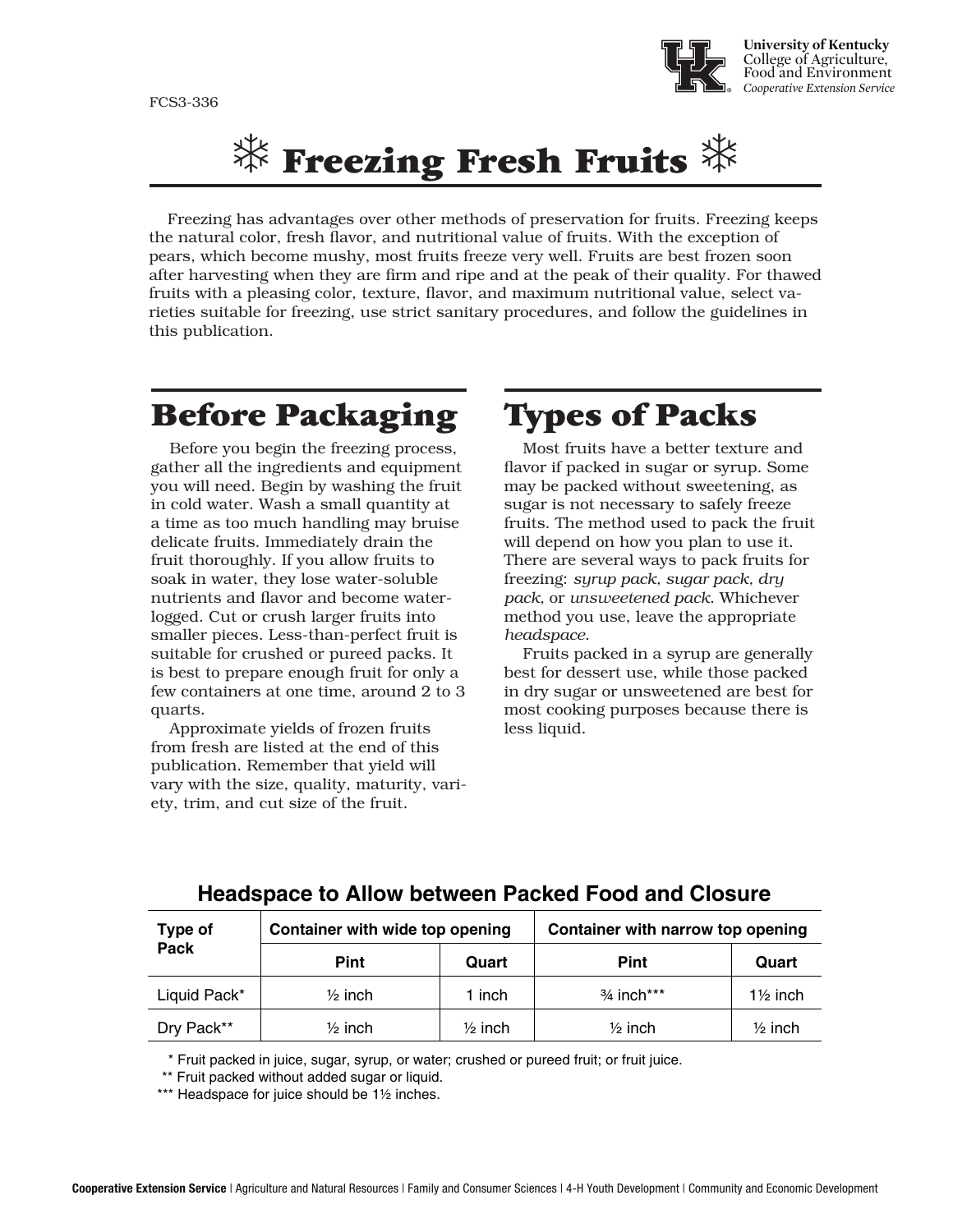FCS3-336

University of Kentucky
College of Agriculture, Food and Environment
*Cooperative Extension Service*

# ❄ Freezing Fresh Fruits ❄

Freezing has advantages over other methods of preservation for fruits. Freezing keeps the natural color, fresh flavor, and nutritional value of fruits. With the exception of pears, which become mushy, most fruits freeze very well. Fruits are best frozen soon after harvesting when they are firm and ripe and at the peak of their quality. For thawed fruits with a pleasing color, texture, flavor, and maximum nutritional value, select varieties suitable for freezing, use strict sanitary procedures, and follow the guidelines in this publication.

## Before Packaging

Before you begin the freezing process, gather all the ingredients and equipment you will need. Begin by washing the fruit in cold water. Wash a small quantity at a time as too much handling may bruise delicate fruits. Immediately drain the fruit thoroughly. If you allow fruits to soak in water, they lose water-soluble nutrients and flavor and become waterlogged. Cut or crush larger fruits into smaller pieces. Less-than-perfect fruit is suitable for crushed or pureed packs. It is best to prepare enough fruit for only a few containers at one time, around 2 to 3 quarts.

Approximate yields of frozen fruits from fresh are listed at the end of this publication. Remember that yield will vary with the size, quality, maturity, variety, trim, and cut size of the fruit.

## Types of Packs

Most fruits have a better texture and flavor if packed in sugar or syrup. Some may be packed without sweetening, as sugar is not necessary to safely freeze fruits. The method used to pack the fruit will depend on how you plan to use it. There are several ways to pack fruits for freezing: *syrup pack, sugar pack, dry pack,* or *unsweetened pack*. Whichever method you use, leave the appropriate *headspace*.

Fruits packed in a syrup are generally best for dessert use, while those packed in dry sugar or unsweetened are best for most cooking purposes because there is less liquid.

**Headspace to Allow between Packed Food and Closure**

| Type of Pack | Container with wide top opening | | Container with narrow top opening | |
|---|---|---|---|---|
| | Pint | Quart | Pint | Quart |
| Liquid Pack* | ½ inch | 1 inch | ¾ inch*** | 1½ inch |
| Dry Pack** | ½ inch | ½ inch | ½ inch | ½ inch |

\* Fruit packed in juice, sugar, syrup, or water; crushed or pureed fruit; or fruit juice.

** Fruit packed without added sugar or liquid.

*** Headspace for juice should be 1½ inches.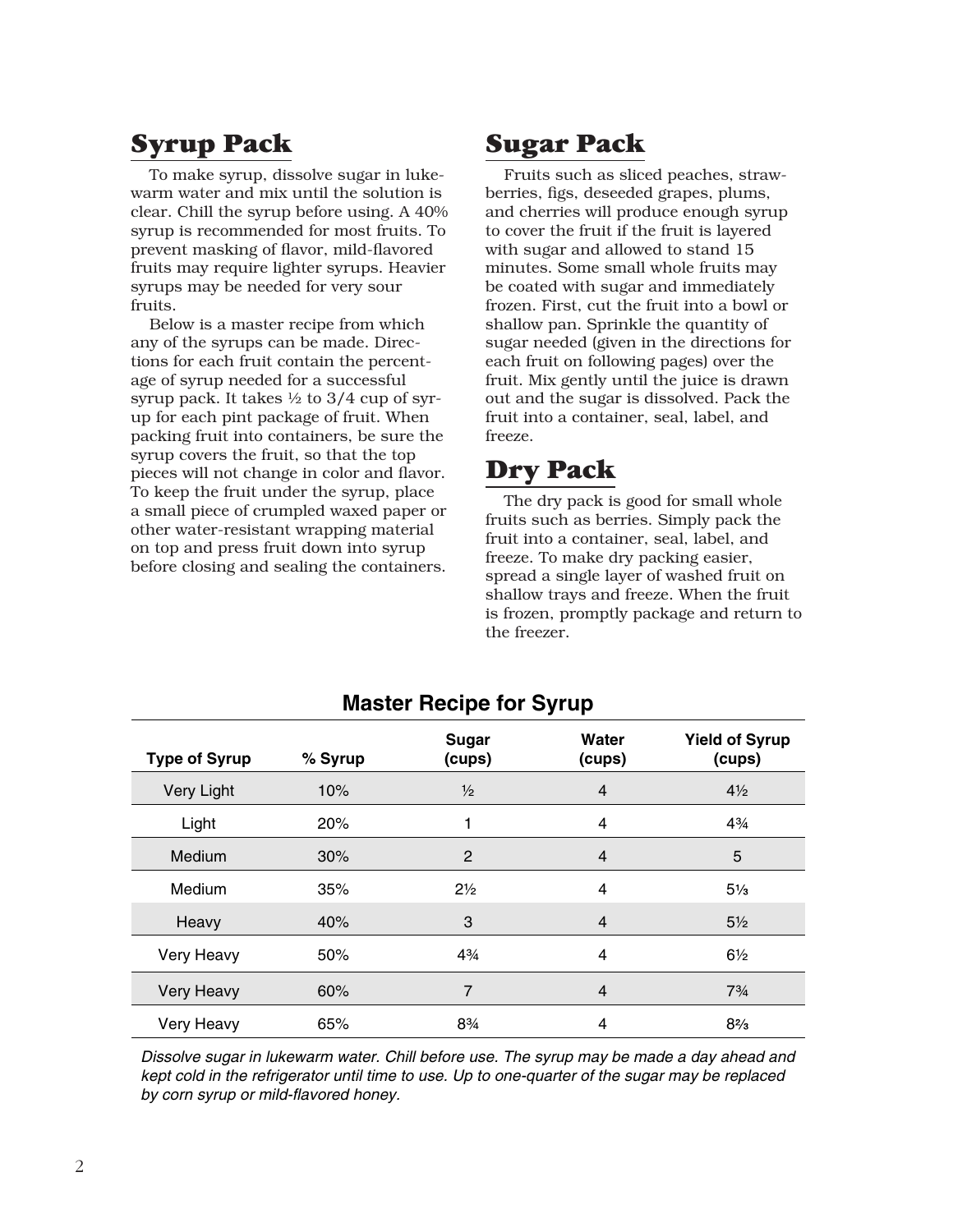## Syrup Pack

To make syrup, dissolve sugar in lukewarm water and mix until the solution is clear. Chill the syrup before using. A 40% syrup is recommended for most fruits. To prevent masking of flavor, mild-flavored fruits may require lighter syrups. Heavier syrups may be needed for very sour fruits.

Below is a master recipe from which any of the syrups can be made. Directions for each fruit contain the percentage of syrup needed for a successful syrup pack. It takes ½ to 3/4 cup of syrup for each pint package of fruit. When packing fruit into containers, be sure the syrup covers the fruit, so that the top pieces will not change in color and flavor. To keep the fruit under the syrup, place a small piece of crumpled waxed paper or other water-resistant wrapping material on top and press fruit down into syrup before closing and sealing the containers.

## Sugar Pack

Fruits such as sliced peaches, strawberries, figs, deseeded grapes, plums, and cherries will produce enough syrup to cover the fruit if the fruit is layered with sugar and allowed to stand 15 minutes. Some small whole fruits may be coated with sugar and immediately frozen. First, cut the fruit into a bowl or shallow pan. Sprinkle the quantity of sugar needed (given in the directions for each fruit on following pages) over the fruit. Mix gently until the juice is drawn out and the sugar is dissolved. Pack the fruit into a container, seal, label, and freeze.

## Dry Pack

The dry pack is good for small whole fruits such as berries. Simply pack the fruit into a container, seal, label, and freeze. To make dry packing easier, spread a single layer of washed fruit on shallow trays and freeze. When the fruit is frozen, promptly package and return to the freezer.

### Master Recipe for Syrup

| Type of Syrup | % Syrup | Sugar (cups) | Water (cups) | Yield of Syrup (cups) |
|---|---|---|---|---|
| Very Light | 10% | ½ | 4 | 4½ |
| Light | 20% | 1 | 4 | 4¾ |
| Medium | 30% | 2 | 4 | 5 |
| Medium | 35% | 2½ | 4 | 5⅓ |
| Heavy | 40% | 3 | 4 | 5½ |
| Very Heavy | 50% | 4¾ | 4 | 6½ |
| Very Heavy | 60% | 7 | 4 | 7¾ |
| Very Heavy | 65% | 8¾ | 4 | 8⅔ |

*Dissolve sugar in lukewarm water. Chill before use. The syrup may be made a day ahead and kept cold in the refrigerator until time to use. Up to one-quarter of the sugar may be replaced by corn syrup or mild-flavored honey.*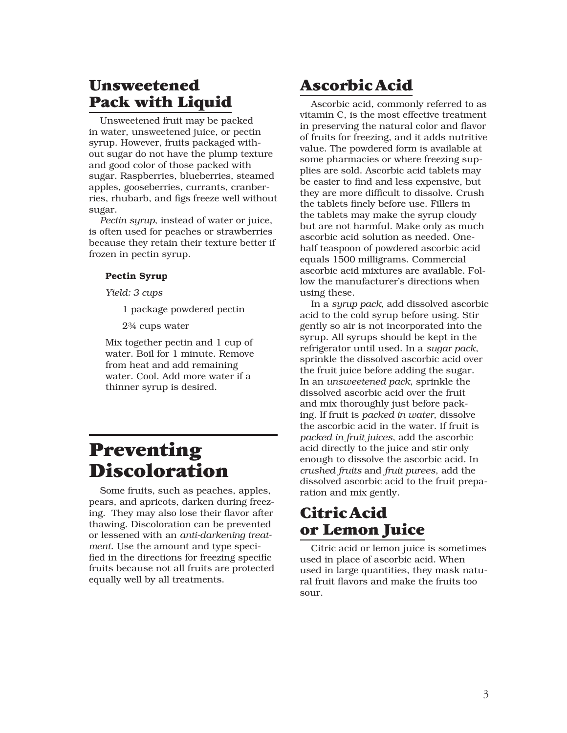## Unsweetened Pack with Liquid

Unsweetened fruit may be packed in water, unsweetened juice, or pectin syrup. However, fruits packaged without sugar do not have the plump texture and good color of those packed with sugar. Raspberries, blueberries, steamed apples, gooseberries, currants, cranberries, rhubarb, and figs freeze well without sugar.

*Pectin syrup*, instead of water or juice, is often used for peaches or strawberries because they retain their texture better if frozen in pectin syrup.

**Pectin Syrup**

*Yield: 3 cups*

1 package powdered pectin

2¾ cups water

Mix together pectin and 1 cup of water. Boil for 1 minute. Remove from heat and add remaining water. Cool. Add more water if a thinner syrup is desired.

# Preventing Discoloration

Some fruits, such as peaches, apples, pears, and apricots, darken during freezing. They may also lose their flavor after thawing. Discoloration can be prevented or lessened with an *anti-darkening treatment*. Use the amount and type specified in the directions for freezing specific fruits because not all fruits are protected equally well by all treatments.

## Ascorbic Acid

Ascorbic acid, commonly referred to as vitamin C, is the most effective treatment in preserving the natural color and flavor of fruits for freezing, and it adds nutritive value. The powdered form is available at some pharmacies or where freezing supplies are sold. Ascorbic acid tablets may be easier to find and less expensive, but they are more difficult to dissolve. Crush the tablets finely before use. Fillers in the tablets may make the syrup cloudy but are not harmful. Make only as much ascorbic acid solution as needed. One-half teaspoon of powdered ascorbic acid equals 1500 milligrams. Commercial ascorbic acid mixtures are available. Follow the manufacturer's directions when using these.

In a *syrup pack*, add dissolved ascorbic acid to the cold syrup before using. Stir gently so air is not incorporated into the syrup. All syrups should be kept in the refrigerator until used. In a *sugar pack*, sprinkle the dissolved ascorbic acid over the fruit juice before adding the sugar. In an *unsweetened pack*, sprinkle the dissolved ascorbic acid over the fruit and mix thoroughly just before packing. If fruit is *packed in water*, dissolve the ascorbic acid in the water. If fruit is *packed in fruit juices*, add the ascorbic acid directly to the juice and stir only enough to dissolve the ascorbic acid. In *crushed fruits* and *fruit purees*, add the dissolved ascorbic acid to the fruit preparation and mix gently.

## Citric Acid or Lemon Juice

Citric acid or lemon juice is sometimes used in place of ascorbic acid. When used in large quantities, they mask natural fruit flavors and make the fruits too sour.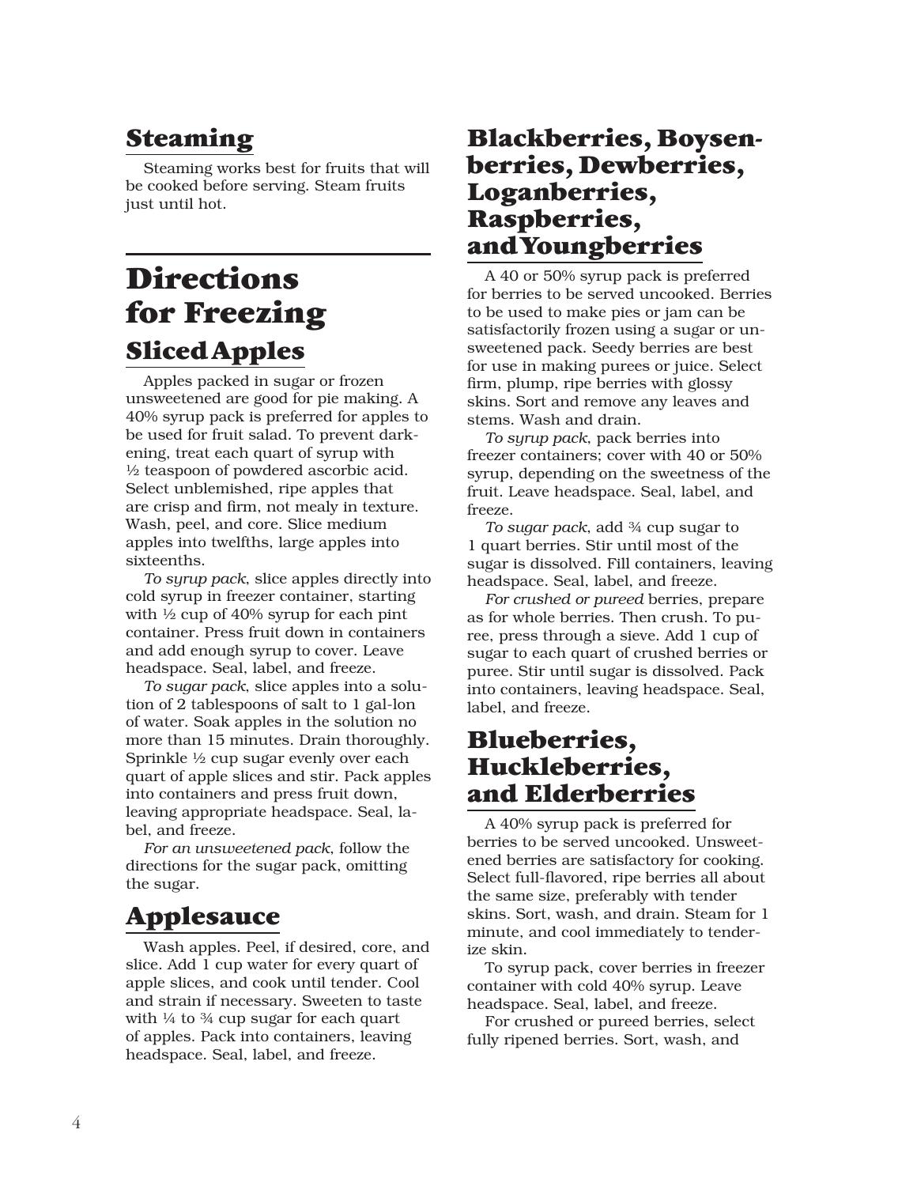## Steaming

Steaming works best for fruits that will be cooked before serving. Steam fruits just until hot.

# Directions for Freezing

## Sliced Apples

Apples packed in sugar or frozen unsweetened are good for pie making. A 40% syrup pack is preferred for apples to be used for fruit salad. To prevent darkening, treat each quart of syrup with ½ teaspoon of powdered ascorbic acid. Select unblemished, ripe apples that are crisp and firm, not mealy in texture. Wash, peel, and core. Slice medium apples into twelfths, large apples into sixteenths.

*To syrup pack*, slice apples directly into cold syrup in freezer container, starting with ½ cup of 40% syrup for each pint container. Press fruit down in containers and add enough syrup to cover. Leave headspace. Seal, label, and freeze.

*To sugar pack*, slice apples into a solution of 2 tablespoons of salt to 1 gallon of water. Soak apples in the solution no more than 15 minutes. Drain thoroughly. Sprinkle ½ cup sugar evenly over each quart of apple slices and stir. Pack apples into containers and press fruit down, leaving appropriate headspace. Seal, label, and freeze.

*For an unsweetened pack*, follow the directions for the sugar pack, omitting the sugar.

## Applesauce

Wash apples. Peel, if desired, core, and slice. Add 1 cup water for every quart of apple slices, and cook until tender. Cool and strain if necessary. Sweeten to taste with ¼ to ¾ cup sugar for each quart of apples. Pack into containers, leaving headspace. Seal, label, and freeze.

## Blackberries, Boysenberries, Dewberries, Loganberries, Raspberries, and Youngberries

A 40 or 50% syrup pack is preferred for berries to be served uncooked. Berries to be used to make pies or jam can be satisfactorily frozen using a sugar or unsweetened pack. Seedy berries are best for use in making purees or juice. Select firm, plump, ripe berries with glossy skins. Sort and remove any leaves and stems. Wash and drain.

*To syrup pack*, pack berries into freezer containers; cover with 40 or 50% syrup, depending on the sweetness of the fruit. Leave headspace. Seal, label, and freeze.

*To sugar pack*, add ¾ cup sugar to 1 quart berries. Stir until most of the sugar is dissolved. Fill containers, leaving headspace. Seal, label, and freeze.

*For crushed or pureed* berries, prepare as for whole berries. Then crush. To puree, press through a sieve. Add 1 cup of sugar to each quart of crushed berries or puree. Stir until sugar is dissolved. Pack into containers, leaving headspace. Seal, label, and freeze.

## Blueberries, Huckleberries, and Elderberries

A 40% syrup pack is preferred for berries to be served uncooked. Unsweetened berries are satisfactory for cooking. Select full-flavored, ripe berries all about the same size, preferably with tender skins. Sort, wash, and drain. Steam for 1 minute, and cool immediately to tenderize skin.

To syrup pack, cover berries in freezer container with cold 40% syrup. Leave headspace. Seal, label, and freeze.

For crushed or pureed berries, select fully ripened berries. Sort, wash, and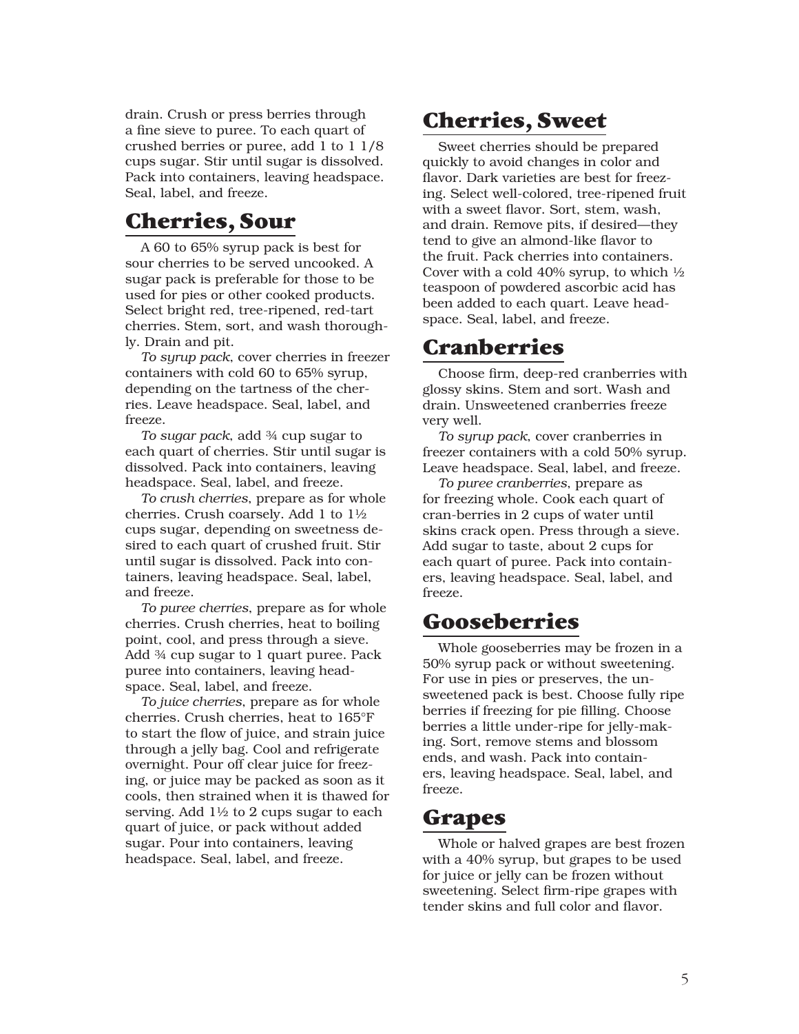drain. Crush or press berries through a fine sieve to puree. To each quart of crushed berries or puree, add 1 to 1 1/8 cups sugar. Stir until sugar is dissolved. Pack into containers, leaving headspace. Seal, label, and freeze.

## Cherries, Sour

A 60 to 65% syrup pack is best for sour cherries to be served uncooked. A sugar pack is preferable for those to be used for pies or other cooked products. Select bright red, tree-ripened, red-tart cherries. Stem, sort, and wash thoroughly. Drain and pit.

*To syrup pack*, cover cherries in freezer containers with cold 60 to 65% syrup, depending on the tartness of the cherries. Leave headspace. Seal, label, and freeze.

*To sugar pack*, add ¾ cup sugar to each quart of cherries. Stir until sugar is dissolved. Pack into containers, leaving headspace. Seal, label, and freeze.

*To crush cherries*, prepare as for whole cherries. Crush coarsely. Add 1 to 1½ cups sugar, depending on sweetness desired to each quart of crushed fruit. Stir until sugar is dissolved. Pack into containers, leaving headspace. Seal, label, and freeze.

*To puree cherries*, prepare as for whole cherries. Crush cherries, heat to boiling point, cool, and press through a sieve. Add ¾ cup sugar to 1 quart puree. Pack puree into containers, leaving headspace. Seal, label, and freeze.

*To juice cherries*, prepare as for whole cherries. Crush cherries, heat to 165°F to start the flow of juice, and strain juice through a jelly bag. Cool and refrigerate overnight. Pour off clear juice for freezing, or juice may be packed as soon as it cools, then strained when it is thawed for serving. Add 1½ to 2 cups sugar to each quart of juice, or pack without added sugar. Pour into containers, leaving headspace. Seal, label, and freeze.

## Cherries, Sweet

Sweet cherries should be prepared quickly to avoid changes in color and flavor. Dark varieties are best for freezing. Select well-colored, tree-ripened fruit with a sweet flavor. Sort, stem, wash, and drain. Remove pits, if desired—they tend to give an almond-like flavor to the fruit. Pack cherries into containers. Cover with a cold 40% syrup, to which ½ teaspoon of powdered ascorbic acid has been added to each quart. Leave headspace. Seal, label, and freeze.

## Cranberries

Choose firm, deep-red cranberries with glossy skins. Stem and sort. Wash and drain. Unsweetened cranberries freeze very well.

*To syrup pack*, cover cranberries in freezer containers with a cold 50% syrup. Leave headspace. Seal, label, and freeze.

*To puree cranberries*, prepare as for freezing whole. Cook each quart of cran-berries in 2 cups of water until skins crack open. Press through a sieve. Add sugar to taste, about 2 cups for each quart of puree. Pack into containers, leaving headspace. Seal, label, and freeze.

## Gooseberries

Whole gooseberries may be frozen in a 50% syrup pack or without sweetening. For use in pies or preserves, the unsweetened pack is best. Choose fully ripe berries if freezing for pie filling. Choose berries a little under-ripe for jelly-making. Sort, remove stems and blossom ends, and wash. Pack into containers, leaving headspace. Seal, label, and freeze.

## Grapes

Whole or halved grapes are best frozen with a 40% syrup, but grapes to be used for juice or jelly can be frozen without sweetening. Select firm-ripe grapes with tender skins and full color and flavor.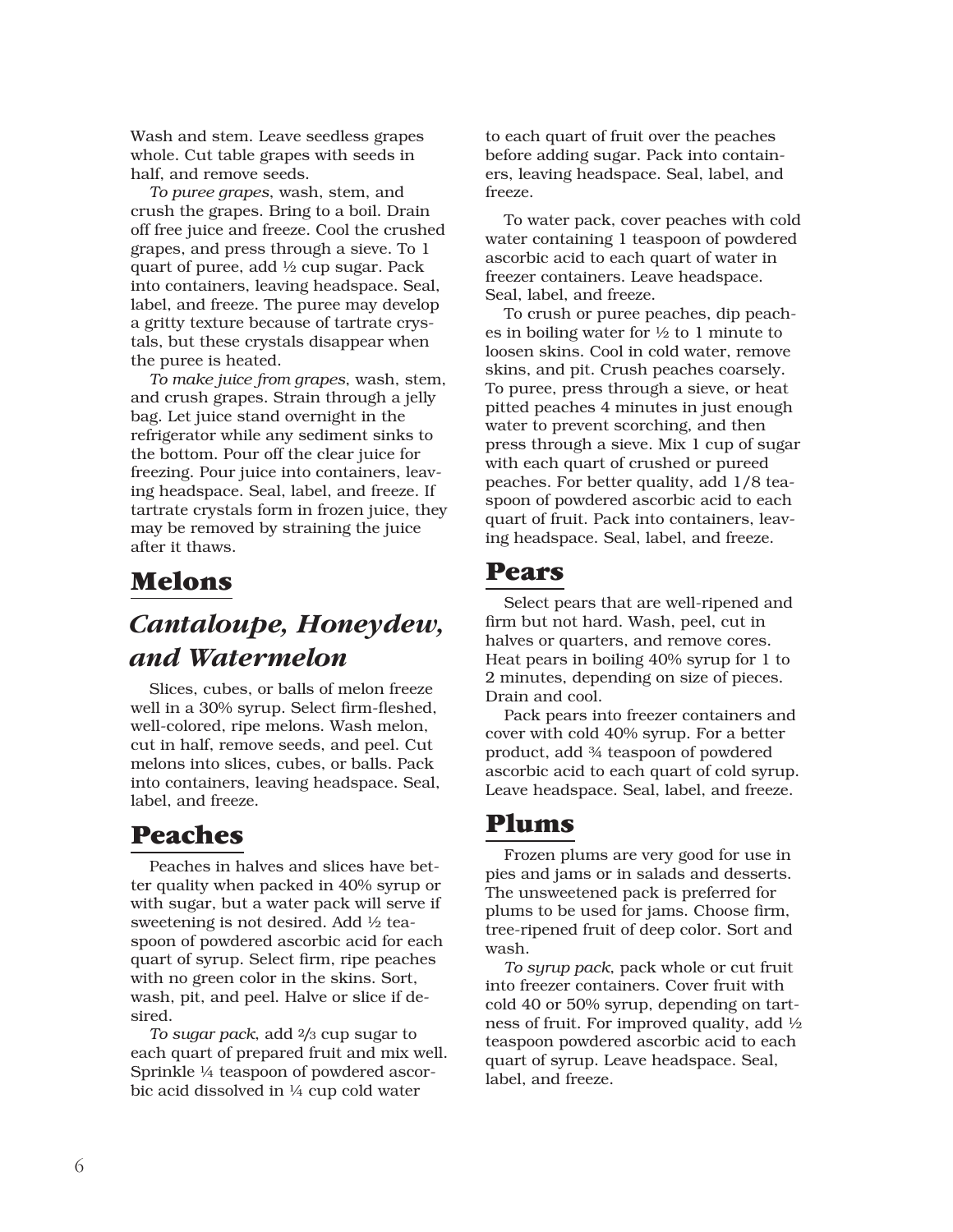Wash and stem. Leave seedless grapes whole. Cut table grapes with seeds in half, and remove seeds.

*To puree grapes*, wash, stem, and crush the grapes. Bring to a boil. Drain off free juice and freeze. Cool the crushed grapes, and press through a sieve. To 1 quart of puree, add ½ cup sugar. Pack into containers, leaving headspace. Seal, label, and freeze. The puree may develop a gritty texture because of tartrate crystals, but these crystals disappear when the puree is heated.

*To make juice from grapes*, wash, stem, and crush grapes. Strain through a jelly bag. Let juice stand overnight in the refrigerator while any sediment sinks to the bottom. Pour off the clear juice for freezing. Pour juice into containers, leaving headspace. Seal, label, and freeze. If tartrate crystals form in frozen juice, they may be removed by straining the juice after it thaws.

## Melons

### *Cantaloupe, Honeydew, and Watermelon*

Slices, cubes, or balls of melon freeze well in a 30% syrup. Select firm-fleshed, well-colored, ripe melons. Wash melon, cut in half, remove seeds, and peel. Cut melons into slices, cubes, or balls. Pack into containers, leaving headspace. Seal, label, and freeze.

## Peaches

Peaches in halves and slices have better quality when packed in 40% syrup or with sugar, but a water pack will serve if sweetening is not desired. Add ½ teaspoon of powdered ascorbic acid for each quart of syrup. Select firm, ripe peaches with no green color in the skins. Sort, wash, pit, and peel. Halve or slice if desired.

*To sugar pack*, add ⅔ cup sugar to each quart of prepared fruit and mix well. Sprinkle ¼ teaspoon of powdered ascorbic acid dissolved in ¼ cup cold water to each quart of fruit over the peaches before adding sugar. Pack into containers, leaving headspace. Seal, label, and freeze.

To water pack, cover peaches with cold water containing 1 teaspoon of powdered ascorbic acid to each quart of water in freezer containers. Leave headspace. Seal, label, and freeze.

To crush or puree peaches, dip peaches in boiling water for ½ to 1 minute to loosen skins. Cool in cold water, remove skins, and pit. Crush peaches coarsely. To puree, press through a sieve, or heat pitted peaches 4 minutes in just enough water to prevent scorching, and then press through a sieve. Mix 1 cup of sugar with each quart of crushed or pureed peaches. For better quality, add 1/8 teaspoon of powdered ascorbic acid to each quart of fruit. Pack into containers, leaving headspace. Seal, label, and freeze.

## Pears

Select pears that are well-ripened and firm but not hard. Wash, peel, cut in halves or quarters, and remove cores. Heat pears in boiling 40% syrup for 1 to 2 minutes, depending on size of pieces. Drain and cool.

Pack pears into freezer containers and cover with cold 40% syrup. For a better product, add ¾ teaspoon of powdered ascorbic acid to each quart of cold syrup. Leave headspace. Seal, label, and freeze.

## Plums

Frozen plums are very good for use in pies and jams or in salads and desserts. The unsweetened pack is preferred for plums to be used for jams. Choose firm, tree-ripened fruit of deep color. Sort and wash.

*To syrup pack*, pack whole or cut fruit into freezer containers. Cover fruit with cold 40 or 50% syrup, depending on tartness of fruit. For improved quality, add ½ teaspoon powdered ascorbic acid to each quart of syrup. Leave headspace. Seal, label, and freeze.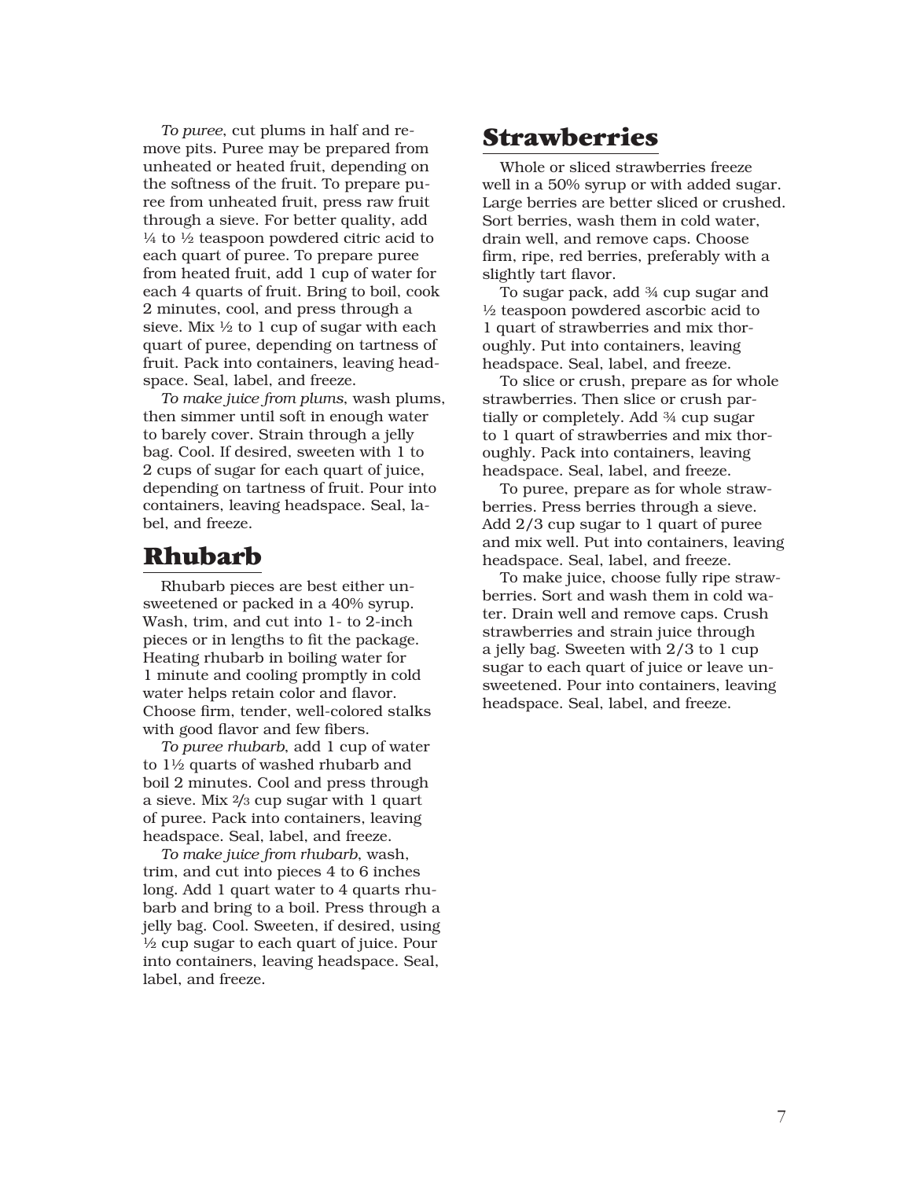*To puree*, cut plums in half and remove pits. Puree may be prepared from unheated or heated fruit, depending on the softness of the fruit. To prepare puree from unheated fruit, press raw fruit through a sieve. For better quality, add ¼ to ½ teaspoon powdered citric acid to each quart of puree. To prepare puree from heated fruit, add 1 cup of water for each 4 quarts of fruit. Bring to boil, cook 2 minutes, cool, and press through a sieve. Mix ½ to 1 cup of sugar with each quart of puree, depending on tartness of fruit. Pack into containers, leaving headspace. Seal, label, and freeze.

*To make juice from plums*, wash plums, then simmer until soft in enough water to barely cover. Strain through a jelly bag. Cool. If desired, sweeten with 1 to 2 cups of sugar for each quart of juice, depending on tartness of fruit. Pour into containers, leaving headspace. Seal, label, and freeze.

## Rhubarb

Rhubarb pieces are best either unsweetened or packed in a 40% syrup. Wash, trim, and cut into 1- to 2-inch pieces or in lengths to fit the package. Heating rhubarb in boiling water for 1 minute and cooling promptly in cold water helps retain color and flavor. Choose firm, tender, well-colored stalks with good flavor and few fibers.

*To puree rhubarb*, add 1 cup of water to 1½ quarts of washed rhubarb and boil 2 minutes. Cool and press through a sieve. Mix ⅔ cup sugar with 1 quart of puree. Pack into containers, leaving headspace. Seal, label, and freeze.

*To make juice from rhubarb*, wash, trim, and cut into pieces 4 to 6 inches long. Add 1 quart water to 4 quarts rhubarb and bring to a boil. Press through a jelly bag. Cool. Sweeten, if desired, using ½ cup sugar to each quart of juice. Pour into containers, leaving headspace. Seal, label, and freeze.

## Strawberries

Whole or sliced strawberries freeze well in a 50% syrup or with added sugar. Large berries are better sliced or crushed. Sort berries, wash them in cold water, drain well, and remove caps. Choose firm, ripe, red berries, preferably with a slightly tart flavor.

To sugar pack, add ¾ cup sugar and ½ teaspoon powdered ascorbic acid to 1 quart of strawberries and mix thoroughly. Put into containers, leaving headspace. Seal, label, and freeze.

To slice or crush, prepare as for whole strawberries. Then slice or crush partially or completely. Add ¾ cup sugar to 1 quart of strawberries and mix thoroughly. Pack into containers, leaving headspace. Seal, label, and freeze.

To puree, prepare as for whole strawberries. Press berries through a sieve. Add 2/3 cup sugar to 1 quart of puree and mix well. Put into containers, leaving headspace. Seal, label, and freeze.

To make juice, choose fully ripe strawberries. Sort and wash them in cold water. Drain well and remove caps. Crush strawberries and strain juice through a jelly bag. Sweeten with 2/3 to 1 cup sugar to each quart of juice or leave unsweetened. Pour into containers, leaving headspace. Seal, label, and freeze.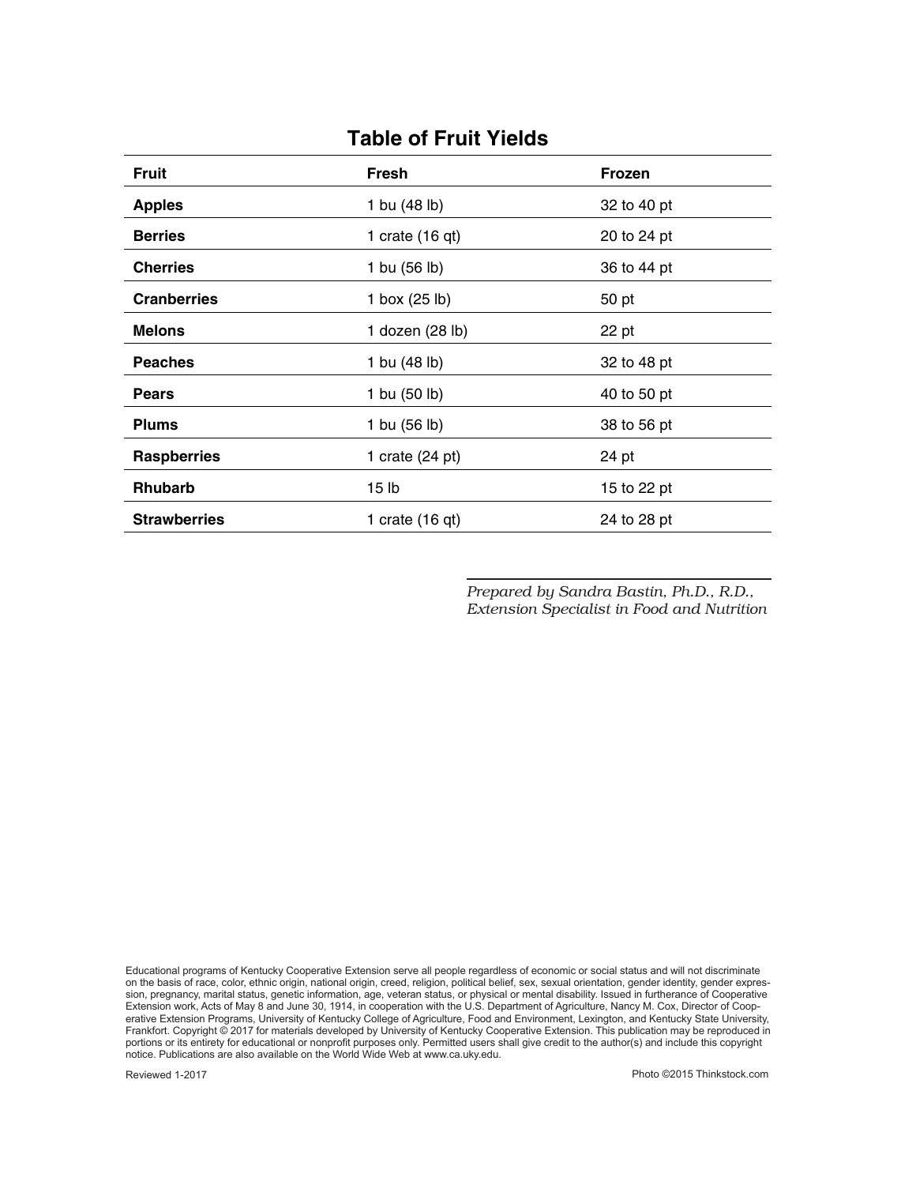## Table of Fruit Yields

| Fruit | Fresh | Frozen |
|---|---|---|
| **Apples** | 1 bu (48 lb) | 32 to 40 pt |
| **Berries** | 1 crate (16 qt) | 20 to 24 pt |
| **Cherries** | 1 bu (56 lb) | 36 to 44 pt |
| **Cranberries** | 1 box (25 lb) | 50 pt |
| **Melons** | 1 dozen (28 lb) | 22 pt |
| **Peaches** | 1 bu (48 lb) | 32 to 48 pt |
| **Pears** | 1 bu (50 lb) | 40 to 50 pt |
| **Plums** | 1 bu (56 lb) | 38 to 56 pt |
| **Raspberries** | 1 crate (24 pt) | 24 pt |
| **Rhubarb** | 15 lb | 15 to 22 pt |
| **Strawberries** | 1 crate (16 qt) | 24 to 28 pt |

*Prepared by Sandra Bastin, Ph.D., R.D., Extension Specialist in Food and Nutrition*

Educational programs of Kentucky Cooperative Extension serve all people regardless of economic or social status and will not discriminate on the basis of race, color, ethnic origin, national origin, creed, religion, political belief, sex, sexual orientation, gender identity, gender expression, pregnancy, marital status, genetic information, age, veteran status, or physical or mental disability. Issued in furtherance of Cooperative Extension work, Acts of May 8 and June 30, 1914, in cooperation with the U.S. Department of Agriculture, Nancy M. Cox, Director of Cooperative Extension Programs, University of Kentucky College of Agriculture, Food and Environment, Lexington, and Kentucky State University, Frankfort. Copyright © 2017 for materials developed by University of Kentucky Cooperative Extension. This publication may be reproduced in portions or its entirety for educational or nonprofit purposes only. Permitted users shall give credit to the author(s) and include this copyright notice. Publications are also available on the World Wide Web at www.ca.uky.edu.

Reviewed 1-2017

Photo ©2015 Thinkstock.com